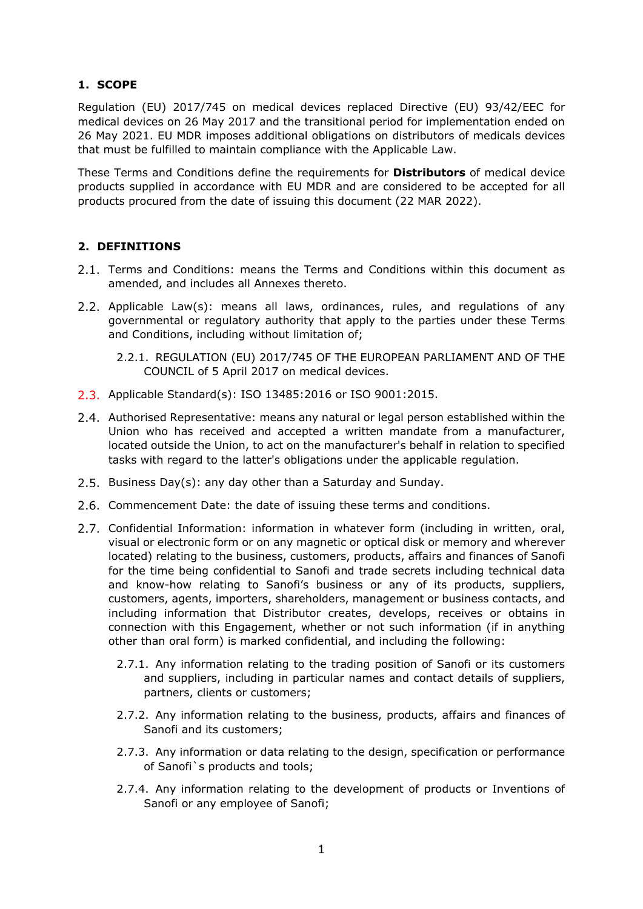## 1. SCOPE

Regulation (EU) 2017/745 on medical devices replaced Directive (EU) 93/42/EEC for medical devices on 26 May 2017 and the transitional period for implementation ended on 26 May 2021. EU MDR imposes additional obligations on distributors of medicals devices that must be fulfilled to maintain compliance with the Applicable Law.

These Terms and Conditions define the requirements for **Distributors** of medical device products supplied in accordance with EU MDR and are considered to be accepted for all products procured from the date of issuing this document (22 MAR 2022).

## 2. DEFINITIONS

2.1. Terms and Conditions: means the Terms and Conditions within this document as amended, and includes all Annexes thereto.

2.2. Applicable Law(s): means all laws, ordinances, rules, and regulations of any governmental or regulatory authority that apply to the parties under these Terms and Conditions, including without limitation of;

2.2.1. REGULATION (EU) 2017/745 OF THE EUROPEAN PARLIAMENT AND OF THE COUNCIL of 5 April 2017 on medical devices.

2.3. Applicable Standard(s): ISO 13485:2016 or ISO 9001:2015.

2.4. Authorised Representative: means any natural or legal person established within the Union who has received and accepted a written mandate from a manufacturer, located outside the Union, to act on the manufacturer's behalf in relation to specified tasks with regard to the latter's obligations under the applicable regulation.

2.5. Business Day(s): any day other than a Saturday and Sunday.

2.6. Commencement Date: the date of issuing these terms and conditions.

2.7. Confidential Information: information in whatever form (including in written, oral, visual or electronic form or on any magnetic or optical disk or memory and wherever located) relating to the business, customers, products, affairs and finances of Sanofi for the time being confidential to Sanofi and trade secrets including technical data and know-how relating to Sanofi's business or any of its products, suppliers, customers, agents, importers, shareholders, management or business contacts, and including information that Distributor creates, develops, receives or obtains in connection with this Engagement, whether or not such information (if in anything other than oral form) is marked confidential, and including the following:

2.7.1. Any information relating to the trading position of Sanofi or its customers and suppliers, including in particular names and contact details of suppliers, partners, clients or customers;

2.7.2. Any information relating to the business, products, affairs and finances of Sanofi and its customers;

2.7.3. Any information or data relating to the design, specification or performance of Sanofi`s products and tools;

2.7.4. Any information relating to the development of products or Inventions of Sanofi or any employee of Sanofi;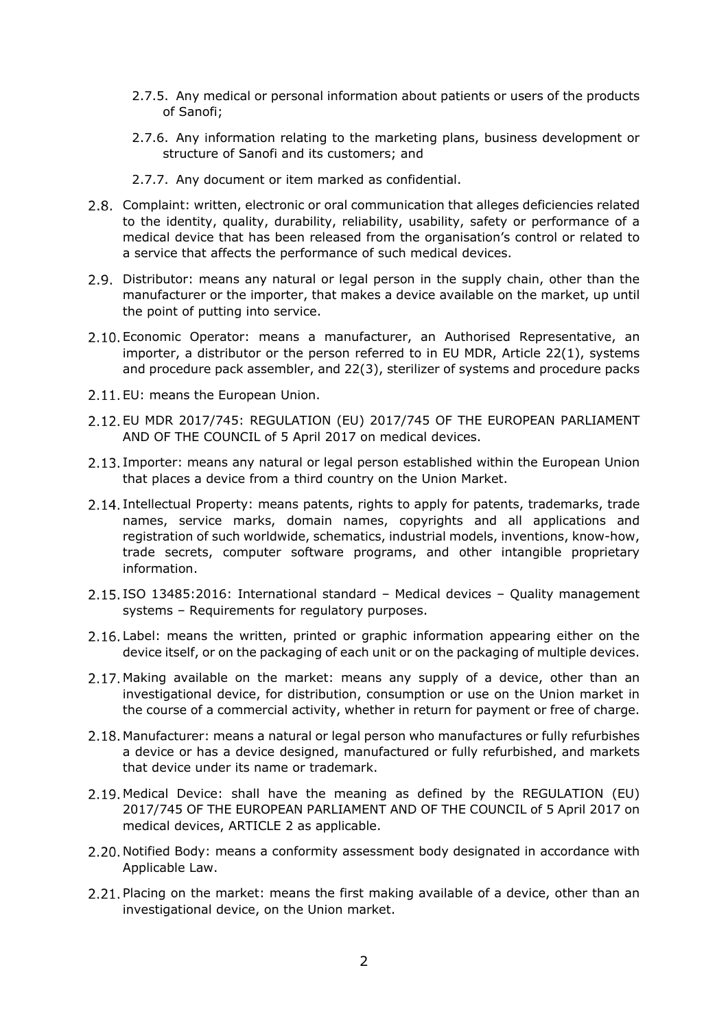2.7.5. Any medical or personal information about patients or users of the products of Sanofi;

2.7.6. Any information relating to the marketing plans, business development or structure of Sanofi and its customers; and

2.7.7. Any document or item marked as confidential.

2.8. Complaint: written, electronic or oral communication that alleges deficiencies related to the identity, quality, durability, reliability, usability, safety or performance of a medical device that has been released from the organisation's control or related to a service that affects the performance of such medical devices.

2.9. Distributor: means any natural or legal person in the supply chain, other than the manufacturer or the importer, that makes a device available on the market, up until the point of putting into service.

2.10. Economic Operator: means a manufacturer, an Authorised Representative, an importer, a distributor or the person referred to in EU MDR, Article 22(1), systems and procedure pack assembler, and 22(3), sterilizer of systems and procedure packs

2.11. EU: means the European Union.

2.12. EU MDR 2017/745: REGULATION (EU) 2017/745 OF THE EUROPEAN PARLIAMENT AND OF THE COUNCIL of 5 April 2017 on medical devices.

2.13. Importer: means any natural or legal person established within the European Union that places a device from a third country on the Union Market.

2.14. Intellectual Property: means patents, rights to apply for patents, trademarks, trade names, service marks, domain names, copyrights and all applications and registration of such worldwide, schematics, industrial models, inventions, know-how, trade secrets, computer software programs, and other intangible proprietary information.

2.15. ISO 13485:2016: International standard – Medical devices – Quality management systems – Requirements for regulatory purposes.

2.16. Label: means the written, printed or graphic information appearing either on the device itself, or on the packaging of each unit or on the packaging of multiple devices.

2.17. Making available on the market: means any supply of a device, other than an investigational device, for distribution, consumption or use on the Union market in the course of a commercial activity, whether in return for payment or free of charge.

2.18. Manufacturer: means a natural or legal person who manufactures or fully refurbishes a device or has a device designed, manufactured or fully refurbished, and markets that device under its name or trademark.

2.19. Medical Device: shall have the meaning as defined by the REGULATION (EU) 2017/745 OF THE EUROPEAN PARLIAMENT AND OF THE COUNCIL of 5 April 2017 on medical devices, ARTICLE 2 as applicable.

2.20. Notified Body: means a conformity assessment body designated in accordance with Applicable Law.

2.21. Placing on the market: means the first making available of a device, other than an investigational device, on the Union market.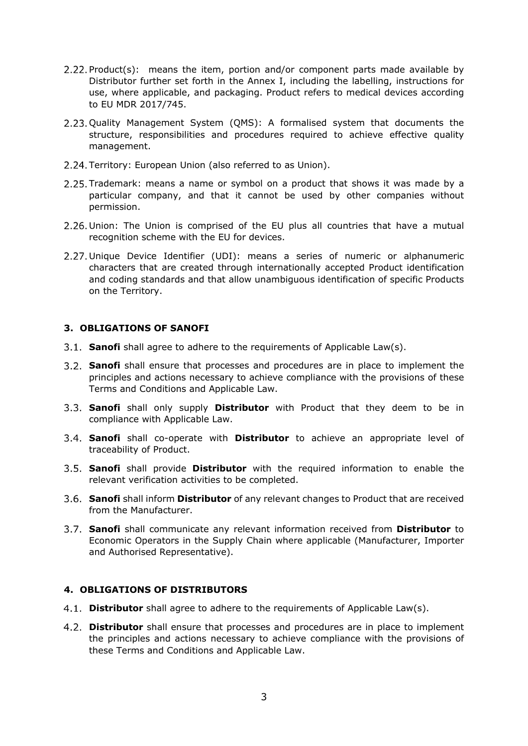2.22. Product(s): means the item, portion and/or component parts made available by Distributor further set forth in the Annex I, including the labelling, instructions for use, where applicable, and packaging. Product refers to medical devices according to EU MDR 2017/745.

2.23. Quality Management System (QMS): A formalised system that documents the structure, responsibilities and procedures required to achieve effective quality management.

2.24. Territory: European Union (also referred to as Union).

2.25. Trademark: means a name or symbol on a product that shows it was made by a particular company, and that it cannot be used by other companies without permission.

2.26. Union: The Union is comprised of the EU plus all countries that have a mutual recognition scheme with the EU for devices.

2.27. Unique Device Identifier (UDI): means a series of numeric or alphanumeric characters that are created through internationally accepted Product identification and coding standards and that allow unambiguous identification of specific Products on the Territory.

## 3. OBLIGATIONS OF SANOFI

3.1. **Sanofi** shall agree to adhere to the requirements of Applicable Law(s).

3.2. **Sanofi** shall ensure that processes and procedures are in place to implement the principles and actions necessary to achieve compliance with the provisions of these Terms and Conditions and Applicable Law.

3.3. **Sanofi** shall only supply **Distributor** with Product that they deem to be in compliance with Applicable Law.

3.4. **Sanofi** shall co-operate with **Distributor** to achieve an appropriate level of traceability of Product.

3.5. **Sanofi** shall provide **Distributor** with the required information to enable the relevant verification activities to be completed.

3.6. **Sanofi** shall inform **Distributor** of any relevant changes to Product that are received from the Manufacturer.

3.7. **Sanofi** shall communicate any relevant information received from **Distributor** to Economic Operators in the Supply Chain where applicable (Manufacturer, Importer and Authorised Representative).

## 4. OBLIGATIONS OF DISTRIBUTORS

4.1. **Distributor** shall agree to adhere to the requirements of Applicable Law(s).

4.2. **Distributor** shall ensure that processes and procedures are in place to implement the principles and actions necessary to achieve compliance with the provisions of these Terms and Conditions and Applicable Law.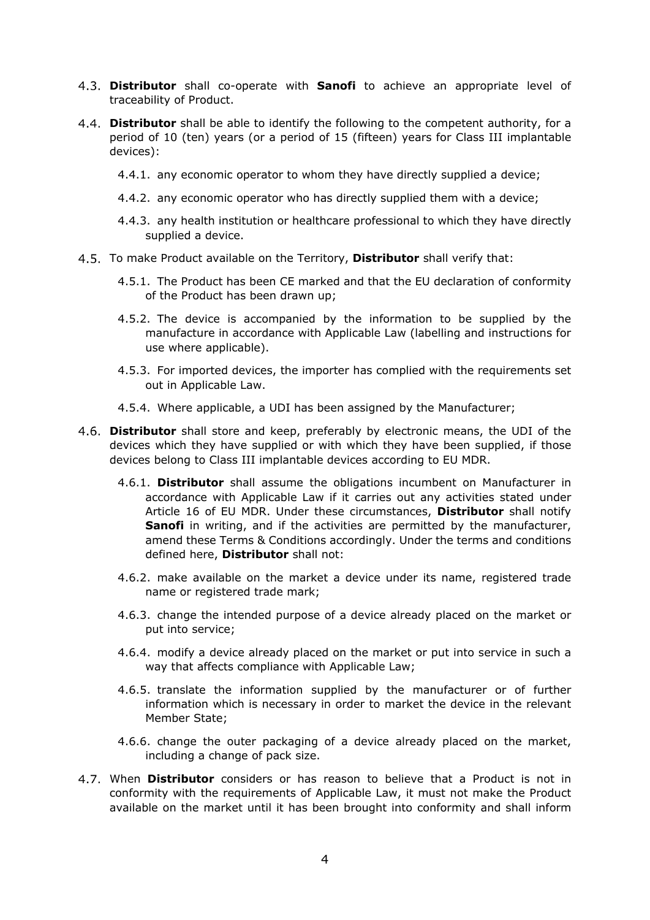4.3. **Distributor** shall co-operate with **Sanofi** to achieve an appropriate level of traceability of Product.

4.4. **Distributor** shall be able to identify the following to the competent authority, for a period of 10 (ten) years (or a period of 15 (fifteen) years for Class III implantable devices):

  4.4.1. any economic operator to whom they have directly supplied a device;

  4.4.2. any economic operator who has directly supplied them with a device;

  4.4.3. any health institution or healthcare professional to which they have directly supplied a device.

4.5. To make Product available on the Territory, **Distributor** shall verify that:

  4.5.1. The Product has been CE marked and that the EU declaration of conformity of the Product has been drawn up;

  4.5.2. The device is accompanied by the information to be supplied by the manufacture in accordance with Applicable Law (labelling and instructions for use where applicable).

  4.5.3. For imported devices, the importer has complied with the requirements set out in Applicable Law.

  4.5.4. Where applicable, a UDI has been assigned by the Manufacturer;

4.6. **Distributor** shall store and keep, preferably by electronic means, the UDI of the devices which they have supplied or with which they have been supplied, if those devices belong to Class III implantable devices according to EU MDR.

  4.6.1. **Distributor** shall assume the obligations incumbent on Manufacturer in accordance with Applicable Law if it carries out any activities stated under Article 16 of EU MDR. Under these circumstances, **Distributor** shall notify **Sanofi** in writing, and if the activities are permitted by the manufacturer, amend these Terms & Conditions accordingly. Under the terms and conditions defined here, **Distributor** shall not:

  4.6.2. make available on the market a device under its name, registered trade name or registered trade mark;

  4.6.3. change the intended purpose of a device already placed on the market or put into service;

  4.6.4. modify a device already placed on the market or put into service in such a way that affects compliance with Applicable Law;

  4.6.5. translate the information supplied by the manufacturer or of further information which is necessary in order to market the device in the relevant Member State;

  4.6.6. change the outer packaging of a device already placed on the market, including a change of pack size.

4.7. When **Distributor** considers or has reason to believe that a Product is not in conformity with the requirements of Applicable Law, it must not make the Product available on the market until it has been brought into conformity and shall inform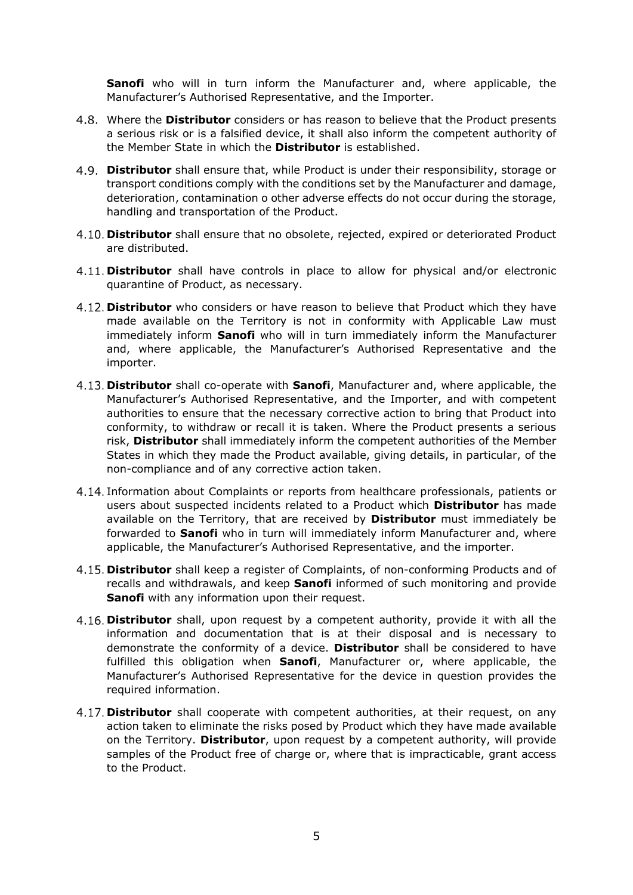**Sanofi** who will in turn inform the Manufacturer and, where applicable, the Manufacturer's Authorised Representative, and the Importer.

4.8. Where the **Distributor** considers or has reason to believe that the Product presents a serious risk or is a falsified device, it shall also inform the competent authority of the Member State in which the **Distributor** is established.

4.9. **Distributor** shall ensure that, while Product is under their responsibility, storage or transport conditions comply with the conditions set by the Manufacturer and damage, deterioration, contamination o other adverse effects do not occur during the storage, handling and transportation of the Product.

4.10. **Distributor** shall ensure that no obsolete, rejected, expired or deteriorated Product are distributed.

4.11. **Distributor** shall have controls in place to allow for physical and/or electronic quarantine of Product, as necessary.

4.12. **Distributor** who considers or have reason to believe that Product which they have made available on the Territory is not in conformity with Applicable Law must immediately inform **Sanofi** who will in turn immediately inform the Manufacturer and, where applicable, the Manufacturer's Authorised Representative and the importer.

4.13. **Distributor** shall co-operate with **Sanofi**, Manufacturer and, where applicable, the Manufacturer's Authorised Representative, and the Importer, and with competent authorities to ensure that the necessary corrective action to bring that Product into conformity, to withdraw or recall it is taken. Where the Product presents a serious risk, **Distributor** shall immediately inform the competent authorities of the Member States in which they made the Product available, giving details, in particular, of the non-compliance and of any corrective action taken.

4.14. Information about Complaints or reports from healthcare professionals, patients or users about suspected incidents related to a Product which **Distributor** has made available on the Territory, that are received by **Distributor** must immediately be forwarded to **Sanofi** who in turn will immediately inform Manufacturer and, where applicable, the Manufacturer's Authorised Representative, and the importer.

4.15. **Distributor** shall keep a register of Complaints, of non-conforming Products and of recalls and withdrawals, and keep **Sanofi** informed of such monitoring and provide **Sanofi** with any information upon their request.

4.16. **Distributor** shall, upon request by a competent authority, provide it with all the information and documentation that is at their disposal and is necessary to demonstrate the conformity of a device. **Distributor** shall be considered to have fulfilled this obligation when **Sanofi**, Manufacturer or, where applicable, the Manufacturer's Authorised Representative for the device in question provides the required information.

4.17. **Distributor** shall cooperate with competent authorities, at their request, on any action taken to eliminate the risks posed by Product which they have made available on the Territory. **Distributor**, upon request by a competent authority, will provide samples of the Product free of charge or, where that is impracticable, grant access to the Product.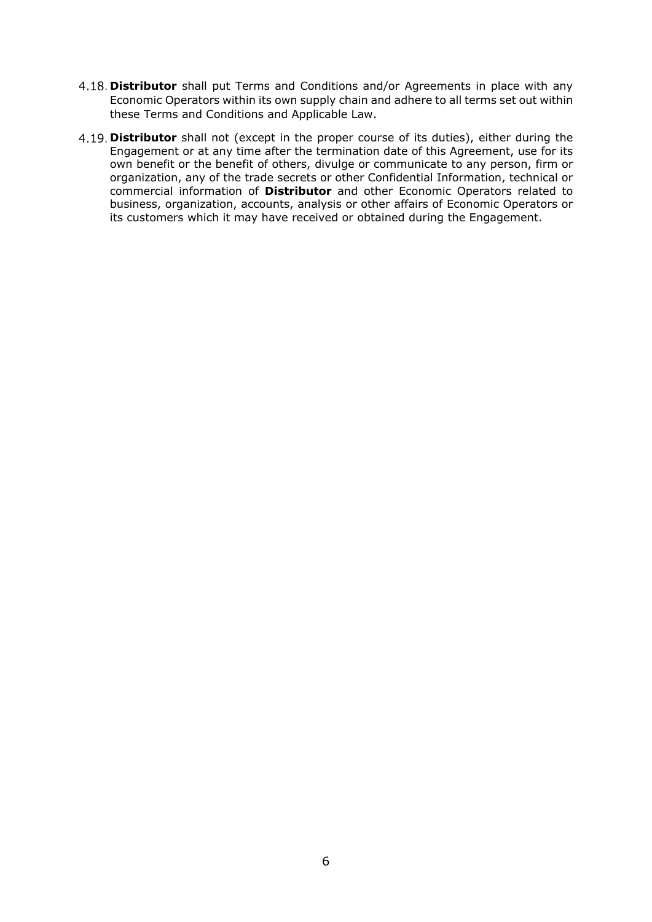4.18. **Distributor** shall put Terms and Conditions and/or Agreements in place with any Economic Operators within its own supply chain and adhere to all terms set out within these Terms and Conditions and Applicable Law.

4.19. **Distributor** shall not (except in the proper course of its duties), either during the Engagement or at any time after the termination date of this Agreement, use for its own benefit or the benefit of others, divulge or communicate to any person, firm or organization, any of the trade secrets or other Confidential Information, technical or commercial information of **Distributor** and other Economic Operators related to business, organization, accounts, analysis or other affairs of Economic Operators or its customers which it may have received or obtained during the Engagement.